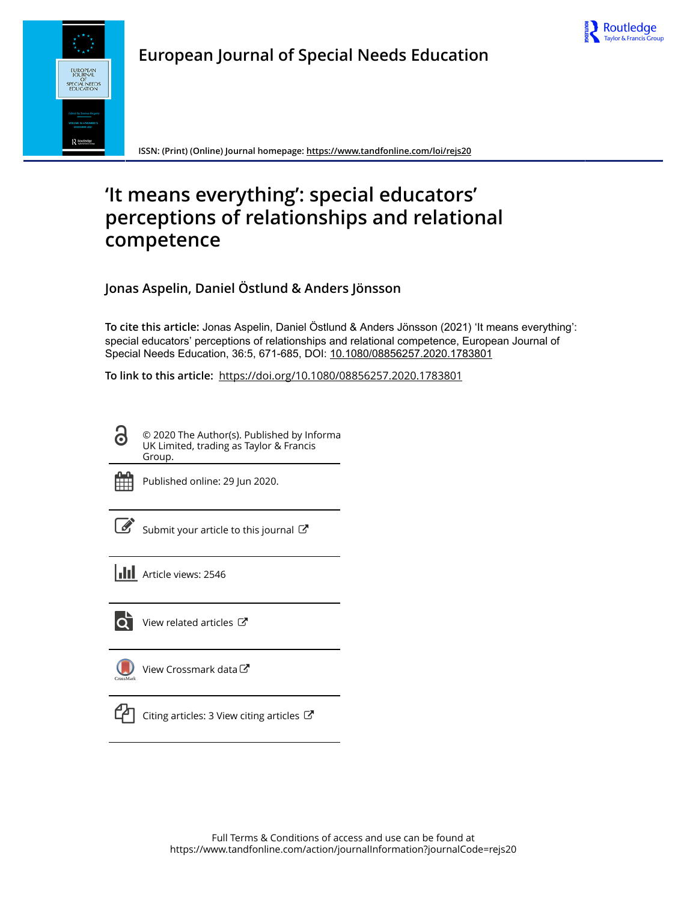European Journal of Special Needs Education

ISSN: (Print) (Online) Journal homepage: https://www.tandfonline.com/loi/rejs20

# 'It means everything': special educators' perceptions of relationships and relational competence

**Jonas Aspelin, Daniel Östlund & Anders Jönsson**

**To cite this article:** Jonas Aspelin, Daniel Östlund & Anders Jönsson (2021) 'It means everything': special educators' perceptions of relationships and relational competence, European Journal of Special Needs Education, 36:5, 671-685, DOI: 10.1080/08856257.2020.1783801

**To link to this article:** https://doi.org/10.1080/08856257.2020.1783801

© 2020 The Author(s). Published by Informa UK Limited, trading as Taylor & Francis Group.

Published online: 29 Jun 2020.

Submit your article to this journal

Article views: 2546

View related articles

View Crossmark data

Citing articles: 3 View citing articles

Full Terms & Conditions of access and use can be found at https://www.tandfonline.com/action/journalInformation?journalCode=rejs20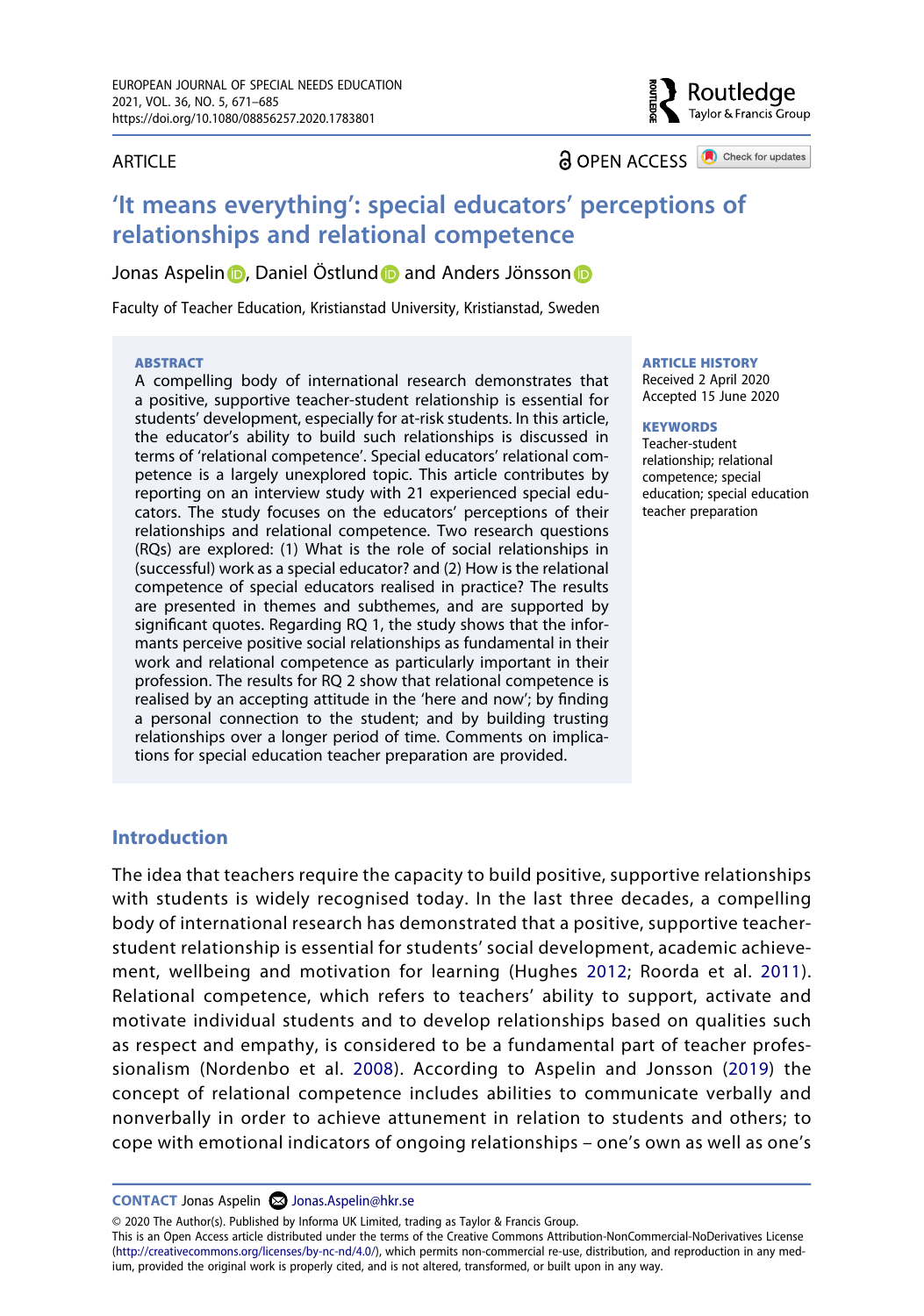# 'It means everything': special educators' perceptions of relationships and relational competence

Jonas Aspelin, Daniel Östlund and Anders Jönsson

Faculty of Teacher Education, Kristianstad University, Kristianstad, Sweden

**ABSTRACT**

A compelling body of international research demonstrates that a positive, supportive teacher-student relationship is essential for students' development, especially for at-risk students. In this article, the educator's ability to build such relationships is discussed in terms of 'relational competence'. Special educators' relational competence is a largely unexplored topic. This article contributes by reporting on an interview study with 21 experienced special educators. The study focuses on the educators' perceptions of their relationships and relational competence. Two research questions (RQs) are explored: (1) What is the role of social relationships in (successful) work as a special educator? and (2) How is the relational competence of special educators realised in practice? The results are presented in themes and subthemes, and are supported by significant quotes. Regarding RQ 1, the study shows that the informants perceive positive social relationships as fundamental in their work and relational competence as particularly important in their profession. The results for RQ 2 show that relational competence is realised by an accepting attitude in the 'here and now'; by finding a personal connection to the student; and by building trusting relationships over a longer period of time. Comments on implications for special education teacher preparation are provided.

**ARTICLE HISTORY**
Received 2 April 2020
Accepted 15 June 2020

**KEYWORDS**
Teacher-student relationship; relational competence; special education teacher preparation

## Introduction

The idea that teachers require the capacity to build positive, supportive relationships with students is widely recognised today. In the last three decades, a compelling body of international research has demonstrated that a positive, supportive teacher-student relationship is essential for students' social development, academic achievement, wellbeing and motivation for learning (Hughes 2012; Roorda et al. 2011). Relational competence, which refers to teachers' ability to support, activate and motivate individual students and to develop relationships based on qualities such as respect and empathy, is considered to be a fundamental part of teacher professionalism (Nordenbo et al. 2008). According to Aspelin and Jonsson (2019) the concept of relational competence includes abilities to communicate verbally and nonverbally in order to achieve attunement in relation to students and others; to cope with emotional indicators of ongoing relationships – one's own as well as one's

**CONTACT** Jonas Aspelin Jonas.Aspelin@hkr.se

© 2020 The Author(s). Published by Informa UK Limited, trading as Taylor & Francis Group.
This is an Open Access article distributed under the terms of the Creative Commons Attribution-NonCommercial-NoDerivatives License (http://creativecommons.org/licenses/by-nc-nd/4.0/), which permits non-commercial re-use, distribution, and reproduction in any medium, provided the original work is properly cited, and is not altered, transformed, or built upon in any way.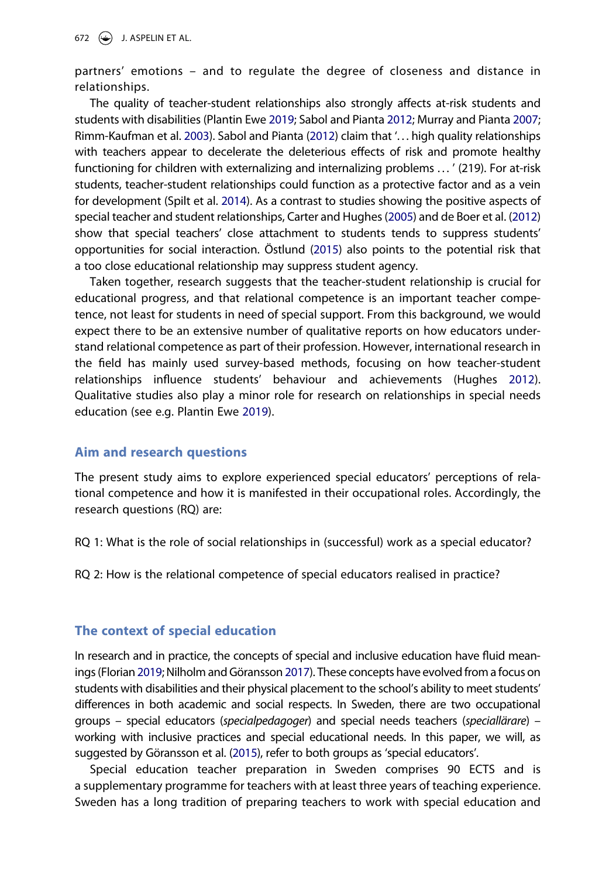partners' emotions – and to regulate the degree of closeness and distance in relationships.

The quality of teacher-student relationships also strongly affects at-risk students and students with disabilities (Plantin Ewe 2019; Sabol and Pianta 2012; Murray and Pianta 2007; Rimm-Kaufman et al. 2003). Sabol and Pianta (2012) claim that '... high quality relationships with teachers appear to decelerate the deleterious effects of risk and promote healthy functioning for children with externalizing and internalizing problems ... ' (219). For at-risk students, teacher-student relationships could function as a protective factor and as a vein for development (Spilt et al. 2014). As a contrast to studies showing the positive aspects of special teacher and student relationships, Carter and Hughes (2005) and de Boer et al. (2012) show that special teachers' close attachment to students tends to suppress students' opportunities for social interaction. Östlund (2015) also points to the potential risk that a too close educational relationship may suppress student agency.

Taken together, research suggests that the teacher-student relationship is crucial for educational progress, and that relational competence is an important teacher competence, not least for students in need of special support. From this background, we would expect there to be an extensive number of qualitative reports on how educators understand relational competence as part of their profession. However, international research in the field has mainly used survey-based methods, focusing on how teacher-student relationships influence students' behaviour and achievements (Hughes 2012). Qualitative studies also play a minor role for research on relationships in special needs education (see e.g. Plantin Ewe 2019).

## Aim and research questions

The present study aims to explore experienced special educators' perceptions of relational competence and how it is manifested in their occupational roles. Accordingly, the research questions (RQ) are:

RQ 1: What is the role of social relationships in (successful) work as a special educator?

RQ 2: How is the relational competence of special educators realised in practice?

## The context of special education

In research and in practice, the concepts of special and inclusive education have fluid meanings (Florian 2019; Nilholm and Göransson 2017). These concepts have evolved from a focus on students with disabilities and their physical placement to the school's ability to meet students' differences in both academic and social respects. In Sweden, there are two occupational groups – special educators (*specialpedagoger*) and special needs teachers (*speciallärare*) – working with inclusive practices and special educational needs. In this paper, we will, as suggested by Göransson et al. (2015), refer to both groups as 'special educators'.

Special education teacher preparation in Sweden comprises 90 ECTS and is a supplementary programme for teachers with at least three years of teaching experience. Sweden has a long tradition of preparing teachers to work with special education and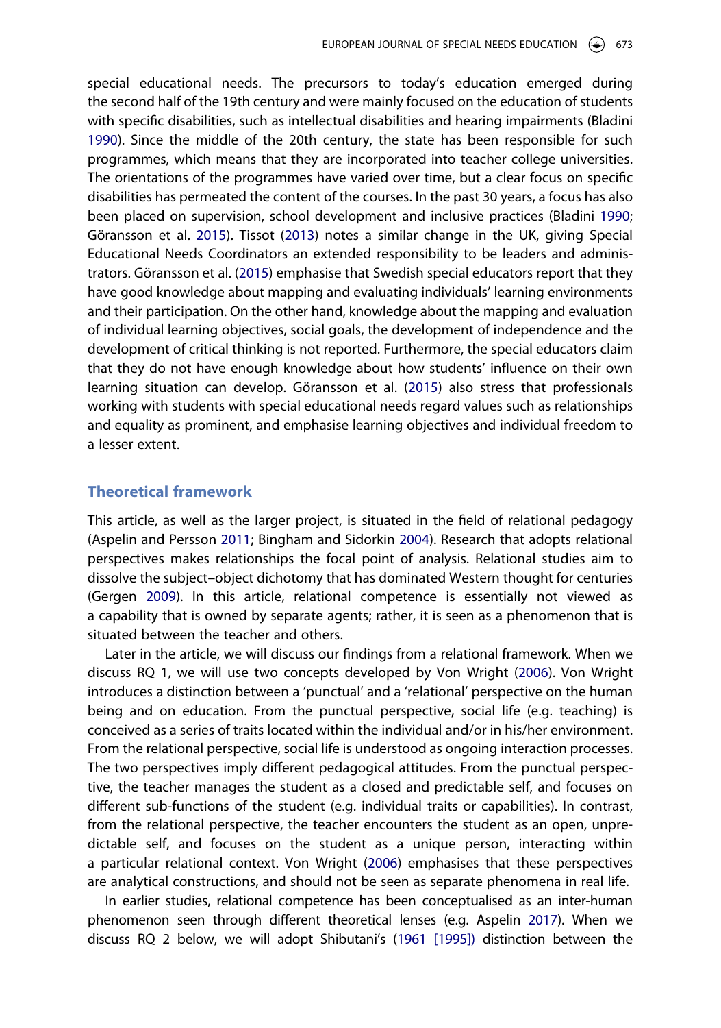special educational needs. The precursors to today's education emerged during the second half of the 19th century and were mainly focused on the education of students with specific disabilities, such as intellectual disabilities and hearing impairments (Bladini 1990). Since the middle of the 20th century, the state has been responsible for such programmes, which means that they are incorporated into teacher college universities. The orientations of the programmes have varied over time, but a clear focus on specific disabilities has permeated the content of the courses. In the past 30 years, a focus has also been placed on supervision, school development and inclusive practices (Bladini 1990; Göransson et al. 2015). Tissot (2013) notes a similar change in the UK, giving Special Educational Needs Coordinators an extended responsibility to be leaders and administrators. Göransson et al. (2015) emphasise that Swedish special educators report that they have good knowledge about mapping and evaluating individuals' learning environments and their participation. On the other hand, knowledge about the mapping and evaluation of individual learning objectives, social goals, the development of independence and the development of critical thinking is not reported. Furthermore, the special educators claim that they do not have enough knowledge about how students' influence on their own learning situation can develop. Göransson et al. (2015) also stress that professionals working with students with special educational needs regard values such as relationships and equality as prominent, and emphasise learning objectives and individual freedom to a lesser extent.

## Theoretical framework

This article, as well as the larger project, is situated in the field of relational pedagogy (Aspelin and Persson 2011; Bingham and Sidorkin 2004). Research that adopts relational perspectives makes relationships the focal point of analysis. Relational studies aim to dissolve the subject–object dichotomy that has dominated Western thought for centuries (Gergen 2009). In this article, relational competence is essentially not viewed as a capability that is owned by separate agents; rather, it is seen as a phenomenon that is situated between the teacher and others.

Later in the article, we will discuss our findings from a relational framework. When we discuss RQ 1, we will use two concepts developed by Von Wright (2006). Von Wright introduces a distinction between a 'punctual' and a 'relational' perspective on the human being and on education. From the punctual perspective, social life (e.g. teaching) is conceived as a series of traits located within the individual and/or in his/her environment. From the relational perspective, social life is understood as ongoing interaction processes. The two perspectives imply different pedagogical attitudes. From the punctual perspective, the teacher manages the student as a closed and predictable self, and focuses on different sub-functions of the student (e.g. individual traits or capabilities). In contrast, from the relational perspective, the teacher encounters the student as an open, unpredictable self, and focuses on the student as a unique person, interacting within a particular relational context. Von Wright (2006) emphasises that these perspectives are analytical constructions, and should not be seen as separate phenomena in real life.

In earlier studies, relational competence has been conceptualised as an inter-human phenomenon seen through different theoretical lenses (e.g. Aspelin 2017). When we discuss RQ 2 below, we will adopt Shibutani's (1961 [1995]) distinction between the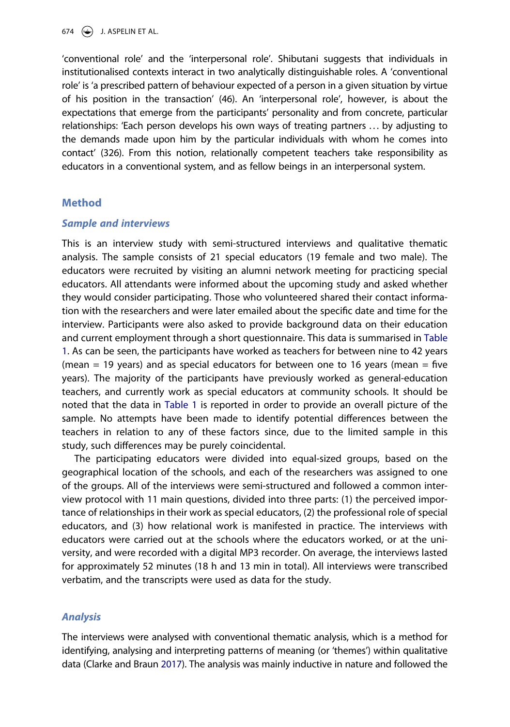'conventional role' and the 'interpersonal role'. Shibutani suggests that individuals in institutionalised contexts interact in two analytically distinguishable roles. A 'conventional role' is 'a prescribed pattern of behaviour expected of a person in a given situation by virtue of his position in the transaction' (46). An 'interpersonal role', however, is about the expectations that emerge from the participants' personality and from concrete, particular relationships: 'Each person develops his own ways of treating partners … by adjusting to the demands made upon him by the particular individuals with whom he comes into contact' (326). From this notion, relationally competent teachers take responsibility as educators in a conventional system, and as fellow beings in an interpersonal system.

## Method

### *Sample and interviews*

This is an interview study with semi-structured interviews and qualitative thematic analysis. The sample consists of 21 special educators (19 female and two male). The educators were recruited by visiting an alumni network meeting for practicing special educators. All attendants were informed about the upcoming study and asked whether they would consider participating. Those who volunteered shared their contact information with the researchers and were later emailed about the specific date and time for the interview. Participants were also asked to provide background data on their education and current employment through a short questionnaire. This data is summarised in Table 1. As can be seen, the participants have worked as teachers for between nine to 42 years (mean = 19 years) and as special educators for between one to 16 years (mean = five years). The majority of the participants have previously worked as general-education teachers, and currently work as special educators at community schools. It should be noted that the data in Table 1 is reported in order to provide an overall picture of the sample. No attempts have been made to identify potential differences between the teachers in relation to any of these factors since, due to the limited sample in this study, such differences may be purely coincidental.

The participating educators were divided into equal-sized groups, based on the geographical location of the schools, and each of the researchers was assigned to one of the groups. All of the interviews were semi-structured and followed a common interview protocol with 11 main questions, divided into three parts: (1) the perceived importance of relationships in their work as special educators, (2) the professional role of special educators, and (3) how relational work is manifested in practice. The interviews with educators were carried out at the schools where the educators worked, or at the university, and were recorded with a digital MP3 recorder. On average, the interviews lasted for approximately 52 minutes (18 h and 13 min in total). All interviews were transcribed verbatim, and the transcripts were used as data for the study.

### *Analysis*

The interviews were analysed with conventional thematic analysis, which is a method for identifying, analysing and interpreting patterns of meaning (or 'themes') within qualitative data (Clarke and Braun 2017). The analysis was mainly inductive in nature and followed the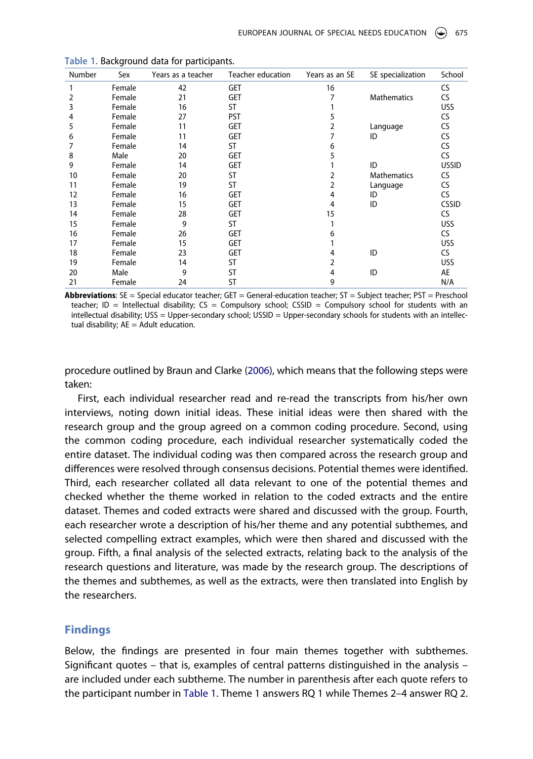Table 1. Background data for participants.

| Number | Sex | Years as a teacher | Teacher education | Years as an SE | SE specialization | School |
|---|---|---|---|---|---|---|
| 1 | Female | 42 | GET | 16 | | CS |
| 2 | Female | 21 | GET | 7 | Mathematics | CS |
| 3 | Female | 16 | ST | 1 | | USS |
| 4 | Female | 27 | PST | 5 | | CS |
| 5 | Female | 11 | GET | 2 | Language | CS |
| 6 | Female | 11 | GET | 7 | ID | CS |
| 7 | Female | 14 | ST | 6 | | CS |
| 8 | Male | 20 | GET | 5 | | CS |
| 9 | Female | 14 | GET | 1 | ID | USSID |
| 10 | Female | 20 | ST | 2 | Mathematics | CS |
| 11 | Female | 19 | ST | 2 | Language | CS |
| 12 | Female | 16 | GET | 4 | ID | CS |
| 13 | Female | 15 | GET | 4 | ID | CSSID |
| 14 | Female | 28 | GET | 15 | | CS |
| 15 | Female | 9 | ST | 1 | | USS |
| 16 | Female | 26 | GET | 6 | | CS |
| 17 | Female | 15 | GET | 1 | | USS |
| 18 | Female | 23 | GET | 4 | ID | CS |
| 19 | Female | 14 | ST | 2 | | USS |
| 20 | Male | 9 | ST | 4 | ID | AE |
| 21 | Female | 24 | ST | 9 | | N/A |

**Abbreviations**: SE = Special educator teacher; GET = General-education teacher; ST = Subject teacher; PST = Preschool teacher; ID = Intellectual disability; CS = Compulsory school; CSSID = Compulsory school for students with an intellectual disability; USS = Upper-secondary school; USSID = Upper-secondary schools for students with an intellectual disability; AE = Adult education.

procedure outlined by Braun and Clarke (2006), which means that the following steps were taken:

First, each individual researcher read and re-read the transcripts from his/her own interviews, noting down initial ideas. These initial ideas were then shared with the research group and the group agreed on a common coding procedure. Second, using the common coding procedure, each individual researcher systematically coded the entire dataset. The individual coding was then compared across the research group and differences were resolved through consensus decisions. Potential themes were identified. Third, each researcher collated all data relevant to one of the potential themes and checked whether the theme worked in relation to the coded extracts and the entire dataset. Themes and coded extracts were shared and discussed with the group. Fourth, each researcher wrote a description of his/her theme and any potential subthemes, and selected compelling extract examples, which were then shared and discussed with the group. Fifth, a final analysis of the selected extracts, relating back to the analysis of the research questions and literature, was made by the research group. The descriptions of the themes and subthemes, as well as the extracts, were then translated into English by the researchers.

## Findings

Below, the findings are presented in four main themes together with subthemes. Significant quotes – that is, examples of central patterns distinguished in the analysis – are included under each subtheme. The number in parenthesis after each quote refers to the participant number in Table 1. Theme 1 answers RQ 1 while Themes 2–4 answer RQ 2.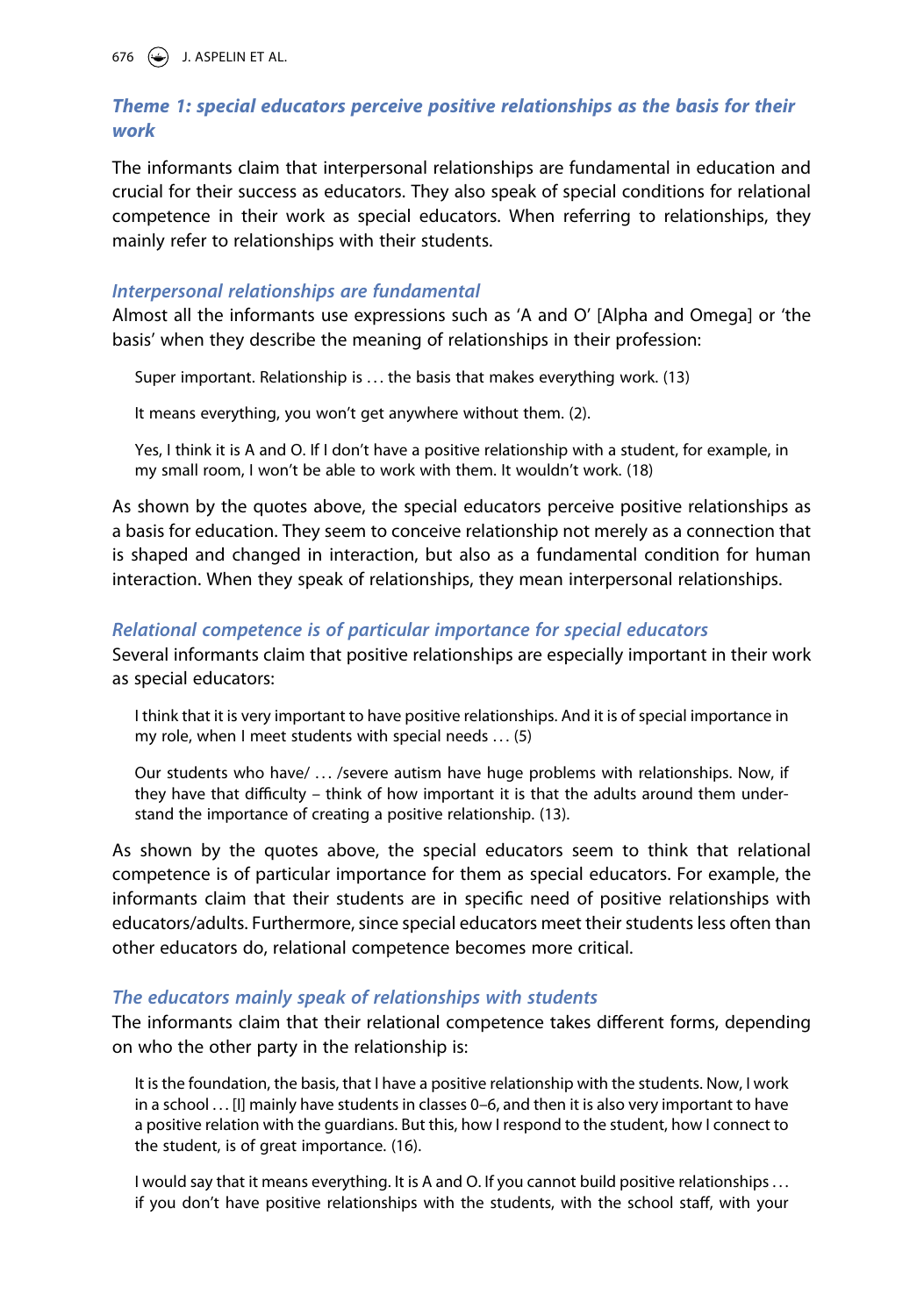### *Theme 1: special educators perceive positive relationships as the basis for their work*

The informants claim that interpersonal relationships are fundamental in education and crucial for their success as educators. They also speak of special conditions for relational competence in their work as special educators. When referring to relationships, they mainly refer to relationships with their students.

#### *Interpersonal relationships are fundamental*

Almost all the informants use expressions such as 'A and O' [Alpha and Omega] or 'the basis' when they describe the meaning of relationships in their profession:

> Super important. Relationship is … the basis that makes everything work. (13)

> It means everything, you won't get anywhere without them. (2).

> Yes, I think it is A and O. If I don't have a positive relationship with a student, for example, in my small room, I won't be able to work with them. It wouldn't work. (18)

As shown by the quotes above, the special educators perceive positive relationships as a basis for education. They seem to conceive relationship not merely as a connection that is shaped and changed in interaction, but also as a fundamental condition for human interaction. When they speak of relationships, they mean interpersonal relationships.

#### *Relational competence is of particular importance for special educators*

Several informants claim that positive relationships are especially important in their work as special educators:

> I think that it is very important to have positive relationships. And it is of special importance in my role, when I meet students with special needs … (5)

> Our students who have/ … /severe autism have huge problems with relationships. Now, if they have that difficulty – think of how important it is that the adults around them understand the importance of creating a positive relationship. (13).

As shown by the quotes above, the special educators seem to think that relational competence is of particular importance for them as special educators. For example, the informants claim that their students are in specific need of positive relationships with educators/adults. Furthermore, since special educators meet their students less often than other educators do, relational competence becomes more critical.

#### *The educators mainly speak of relationships with students*

The informants claim that their relational competence takes different forms, depending on who the other party in the relationship is:

> It is the foundation, the basis, that I have a positive relationship with the students. Now, I work in a school … [I] mainly have students in classes 0–6, and then it is also very important to have a positive relation with the guardians. But this, how I respond to the student, how I connect to the student, is of great importance. (16).

> I would say that it means everything. It is A and O. If you cannot build positive relationships … if you don't have positive relationships with the students, with the school staff, with your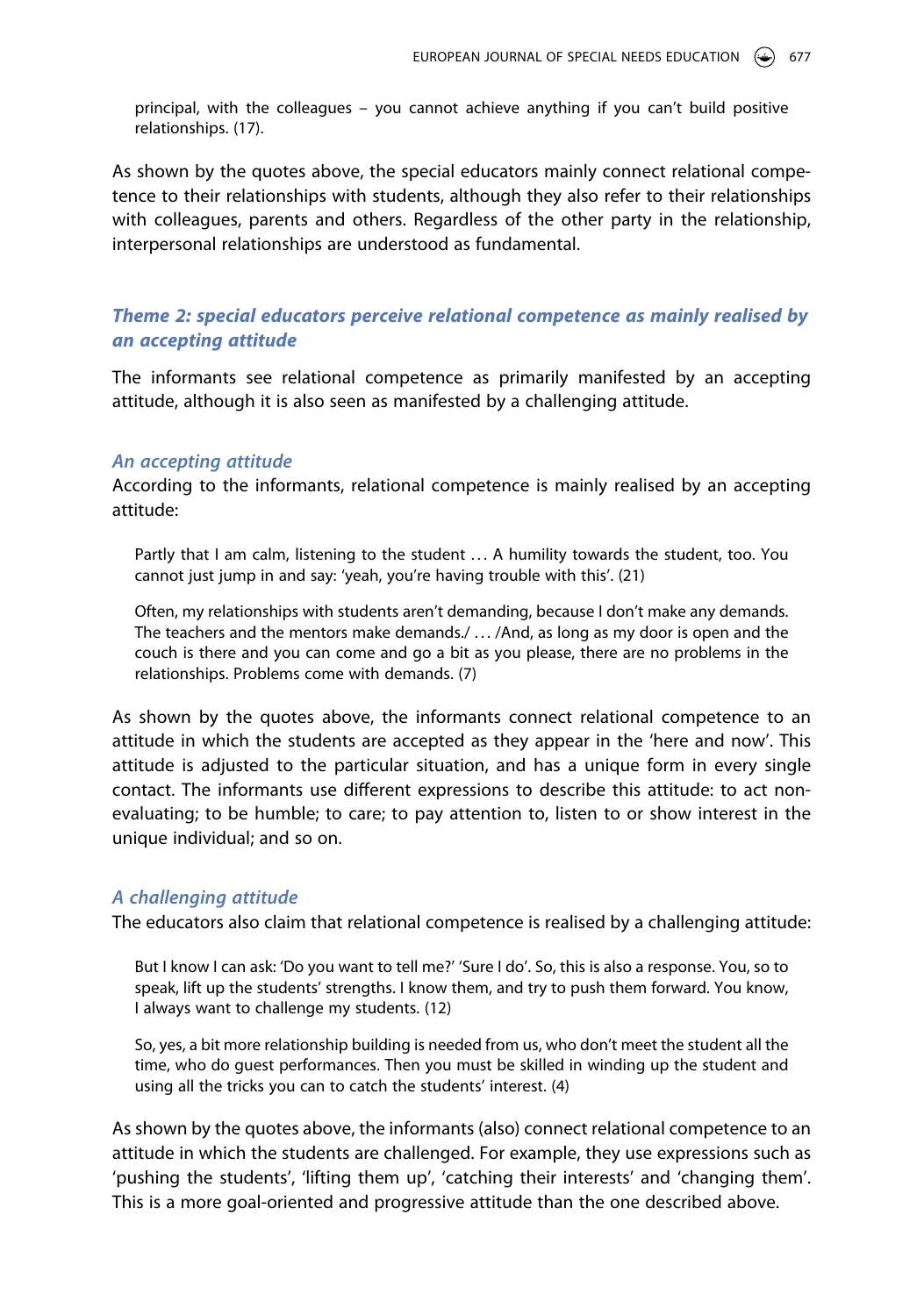> principal, with the colleagues – you cannot achieve anything if you can't build positive relationships. (17).

As shown by the quotes above, the special educators mainly connect relational competence to their relationships with students, although they also refer to their relationships with colleagues, parents and others. Regardless of the other party in the relationship, interpersonal relationships are understood as fundamental.

## *Theme 2: special educators perceive relational competence as mainly realised by an accepting attitude*

The informants see relational competence as primarily manifested by an accepting attitude, although it is also seen as manifested by a challenging attitude.

### *An accepting attitude*

According to the informants, relational competence is mainly realised by an accepting attitude:

> Partly that I am calm, listening to the student … A humility towards the student, too. You cannot just jump in and say: 'yeah, you're having trouble with this'. (21)

> Often, my relationships with students aren't demanding, because I don't make any demands. The teachers and the mentors make demands./ … /And, as long as my door is open and the couch is there and you can come and go a bit as you please, there are no problems in the relationships. Problems come with demands. (7)

As shown by the quotes above, the informants connect relational competence to an attitude in which the students are accepted as they appear in the 'here and now'. This attitude is adjusted to the particular situation, and has a unique form in every single contact. The informants use different expressions to describe this attitude: to act non-evaluating; to be humble; to care; to pay attention to, listen to or show interest in the unique individual; and so on.

### *A challenging attitude*

The educators also claim that relational competence is realised by a challenging attitude:

> But I know I can ask: 'Do you want to tell me?' 'Sure I do'. So, this is also a response. You, so to speak, lift up the students' strengths. I know them, and try to push them forward. You know, I always want to challenge my students. (12)

> So, yes, a bit more relationship building is needed from us, who don't meet the student all the time, who do guest performances. Then you must be skilled in winding up the student and using all the tricks you can to catch the students' interest. (4)

As shown by the quotes above, the informants (also) connect relational competence to an attitude in which the students are challenged. For example, they use expressions such as 'pushing the students', 'lifting them up', 'catching their interests' and 'changing them'. This is a more goal-oriented and progressive attitude than the one described above.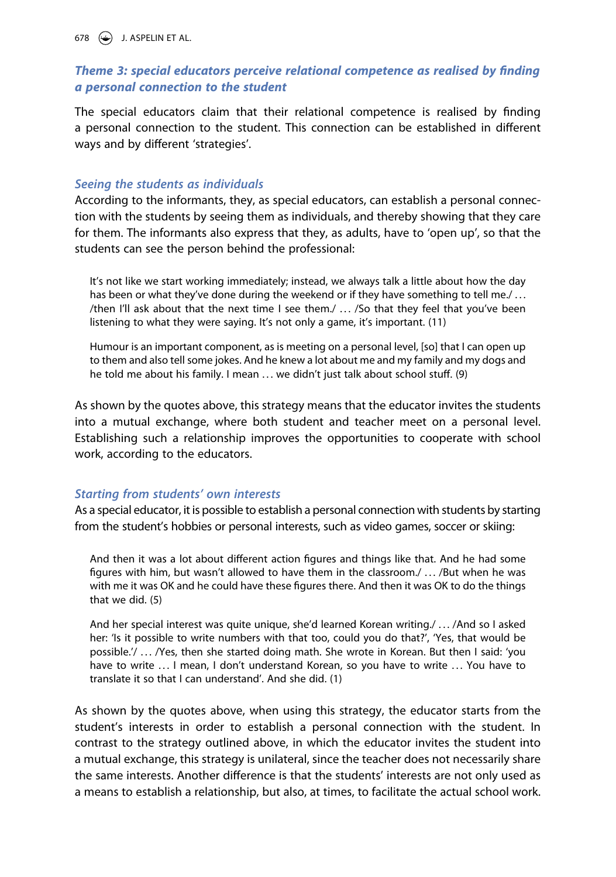### *Theme 3: special educators perceive relational competence as realised by finding a personal connection to the student*

The special educators claim that their relational competence is realised by finding a personal connection to the student. This connection can be established in different ways and by different 'strategies'.

#### *Seeing the students as individuals*

According to the informants, they, as special educators, can establish a personal connection with the students by seeing them as individuals, and thereby showing that they care for them. The informants also express that they, as adults, have to 'open up', so that the students can see the person behind the professional:

> It's not like we start working immediately; instead, we always talk a little about how the day has been or what they've done during the weekend or if they have something to tell me./ … /then I'll ask about that the next time I see them./ … /So that they feel that you've been listening to what they were saying. It's not only a game, it's important. (11)

> Humour is an important component, as is meeting on a personal level, [so] that I can open up to them and also tell some jokes. And he knew a lot about me and my family and my dogs and he told me about his family. I mean … we didn't just talk about school stuff. (9)

As shown by the quotes above, this strategy means that the educator invites the students into a mutual exchange, where both student and teacher meet on a personal level. Establishing such a relationship improves the opportunities to cooperate with school work, according to the educators.

#### *Starting from students' own interests*

As a special educator, it is possible to establish a personal connection with students by starting from the student's hobbies or personal interests, such as video games, soccer or skiing:

> And then it was a lot about different action figures and things like that. And he had some figures with him, but wasn't allowed to have them in the classroom./ … /But when he was with me it was OK and he could have these figures there. And then it was OK to do the things that we did. (5)

> And her special interest was quite unique, she'd learned Korean writing./ … /And so I asked her: 'Is it possible to write numbers with that too, could you do that?', 'Yes, that would be possible.'/ … /Yes, then she started doing math. She wrote in Korean. But then I said: 'you have to write … I mean, I don't understand Korean, so you have to write … You have to translate it so that I can understand'. And she did. (1)

As shown by the quotes above, when using this strategy, the educator starts from the student's interests in order to establish a personal connection with the student. In contrast to the strategy outlined above, in which the educator invites the student into a mutual exchange, this strategy is unilateral, since the teacher does not necessarily share the same interests. Another difference is that the students' interests are not only used as a means to establish a relationship, but also, at times, to facilitate the actual school work.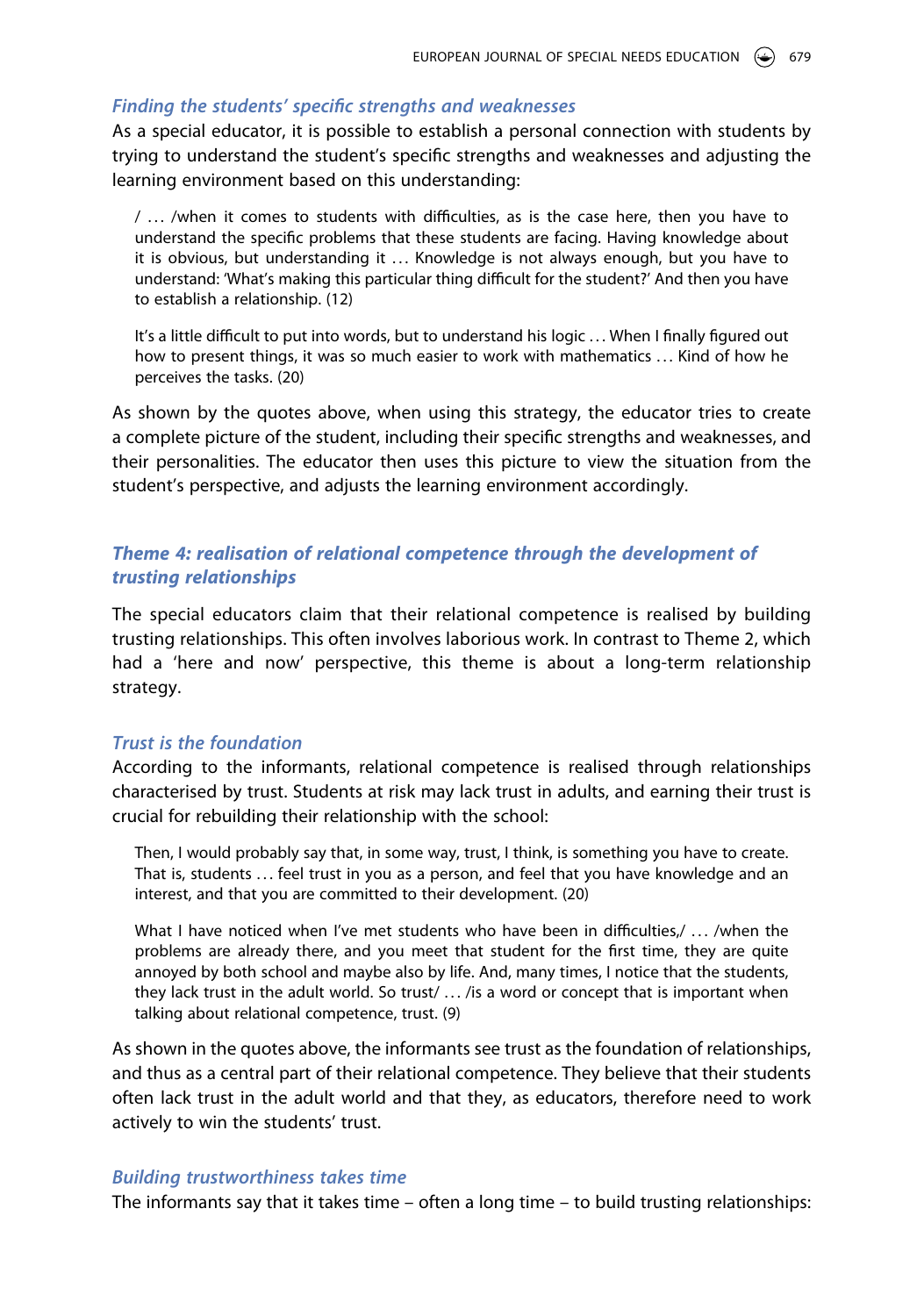### *Finding the students' specific strengths and weaknesses*

As a special educator, it is possible to establish a personal connection with students by trying to understand the student's specific strengths and weaknesses and adjusting the learning environment based on this understanding:

> / … /when it comes to students with difficulties, as is the case here, then you have to understand the specific problems that these students are facing. Having knowledge about it is obvious, but understanding it … Knowledge is not always enough, but you have to understand: 'What's making this particular thing difficult for the student?' And then you have to establish a relationship. (12)

> It's a little difficult to put into words, but to understand his logic … When I finally figured out how to present things, it was so much easier to work with mathematics … Kind of how he perceives the tasks. (20)

As shown by the quotes above, when using this strategy, the educator tries to create a complete picture of the student, including their specific strengths and weaknesses, and their personalities. The educator then uses this picture to view the situation from the student's perspective, and adjusts the learning environment accordingly.

## *Theme 4: realisation of relational competence through the development of trusting relationships*

The special educators claim that their relational competence is realised by building trusting relationships. This often involves laborious work. In contrast to Theme 2, which had a 'here and now' perspective, this theme is about a long-term relationship strategy.

### *Trust is the foundation*

According to the informants, relational competence is realised through relationships characterised by trust. Students at risk may lack trust in adults, and earning their trust is crucial for rebuilding their relationship with the school:

> Then, I would probably say that, in some way, trust, I think, is something you have to create. That is, students … feel trust in you as a person, and feel that you have knowledge and an interest, and that you are committed to their development. (20)

> What I have noticed when I've met students who have been in difficulties,/ … /when the problems are already there, and you meet that student for the first time, they are quite annoyed by both school and maybe also by life. And, many times, I notice that the students, they lack trust in the adult world. So trust/ … /is a word or concept that is important when talking about relational competence, trust. (9)

As shown in the quotes above, the informants see trust as the foundation of relationships, and thus as a central part of their relational competence. They believe that their students often lack trust in the adult world and that they, as educators, therefore need to work actively to win the students' trust.

### *Building trustworthiness takes time*

The informants say that it takes time – often a long time – to build trusting relationships: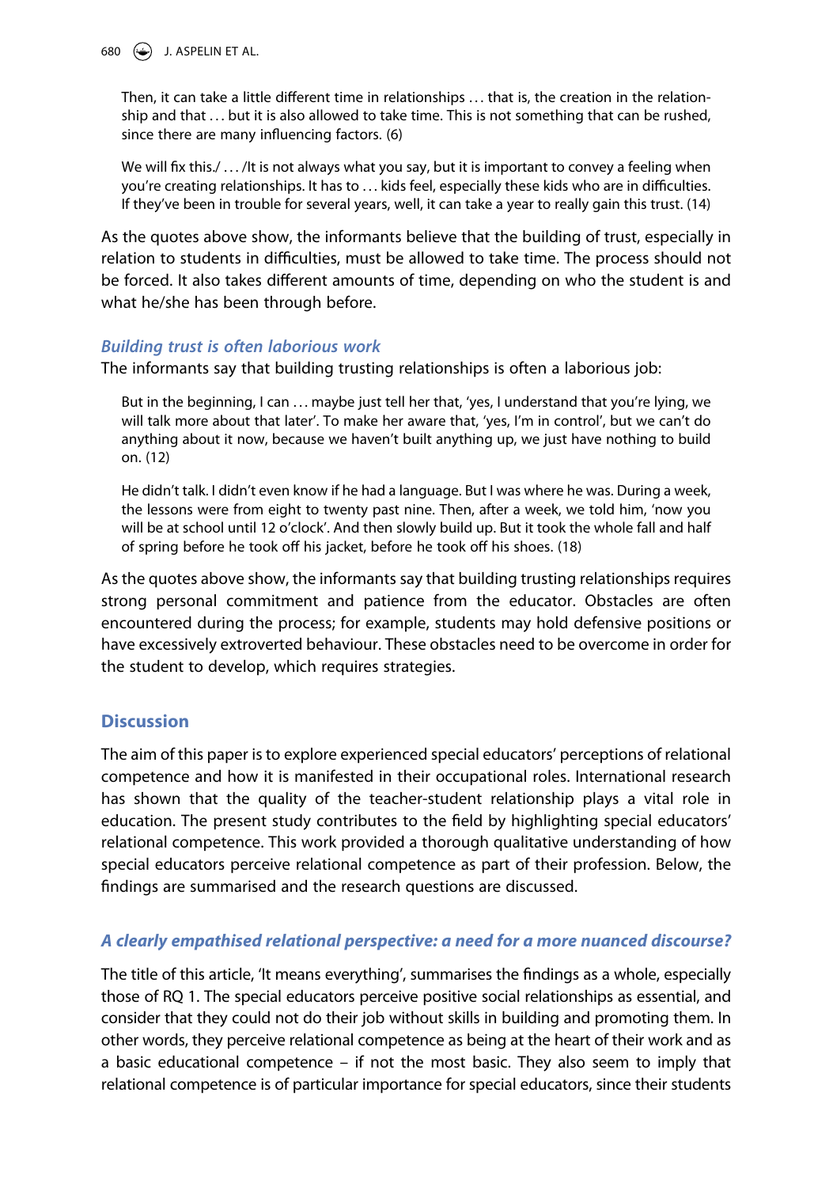> Then, it can take a little different time in relationships … that is, the creation in the relationship and that … but it is also allowed to take time. This is not something that can be rushed, since there are many influencing factors. (6)

> We will fix this./ … /It is not always what you say, but it is important to convey a feeling when you're creating relationships. It has to … kids feel, especially these kids who are in difficulties. If they've been in trouble for several years, well, it can take a year to really gain this trust. (14)

As the quotes above show, the informants believe that the building of trust, especially in relation to students in difficulties, must be allowed to take time. The process should not be forced. It also takes different amounts of time, depending on who the student is and what he/she has been through before.

### *Building trust is often laborious work*

The informants say that building trusting relationships is often a laborious job:

> But in the beginning, I can … maybe just tell her that, 'yes, I understand that you're lying, we will talk more about that later'. To make her aware that, 'yes, I'm in control', but we can't do anything about it now, because we haven't built anything up, we just have nothing to build on. (12)

> He didn't talk. I didn't even know if he had a language. But I was where he was. During a week, the lessons were from eight to twenty past nine. Then, after a week, we told him, 'now you will be at school until 12 o'clock'. And then slowly build up. But it took the whole fall and half of spring before he took off his jacket, before he took off his shoes. (18)

As the quotes above show, the informants say that building trusting relationships requires strong personal commitment and patience from the educator. Obstacles are often encountered during the process; for example, students may hold defensive positions or have excessively extroverted behaviour. These obstacles need to be overcome in order for the student to develop, which requires strategies.

## Discussion

The aim of this paper is to explore experienced special educators' perceptions of relational competence and how it is manifested in their occupational roles. International research has shown that the quality of the teacher-student relationship plays a vital role in education. The present study contributes to the field by highlighting special educators' relational competence. This work provided a thorough qualitative understanding of how special educators perceive relational competence as part of their profession. Below, the findings are summarised and the research questions are discussed.

### *A clearly empathised relational perspective: a need for a more nuanced discourse?*

The title of this article, 'It means everything', summarises the findings as a whole, especially those of RQ 1. The special educators perceive positive social relationships as essential, and consider that they could not do their job without skills in building and promoting them. In other words, they perceive relational competence as being at the heart of their work and as a basic educational competence – if not the most basic. They also seem to imply that relational competence is of particular importance for special educators, since their students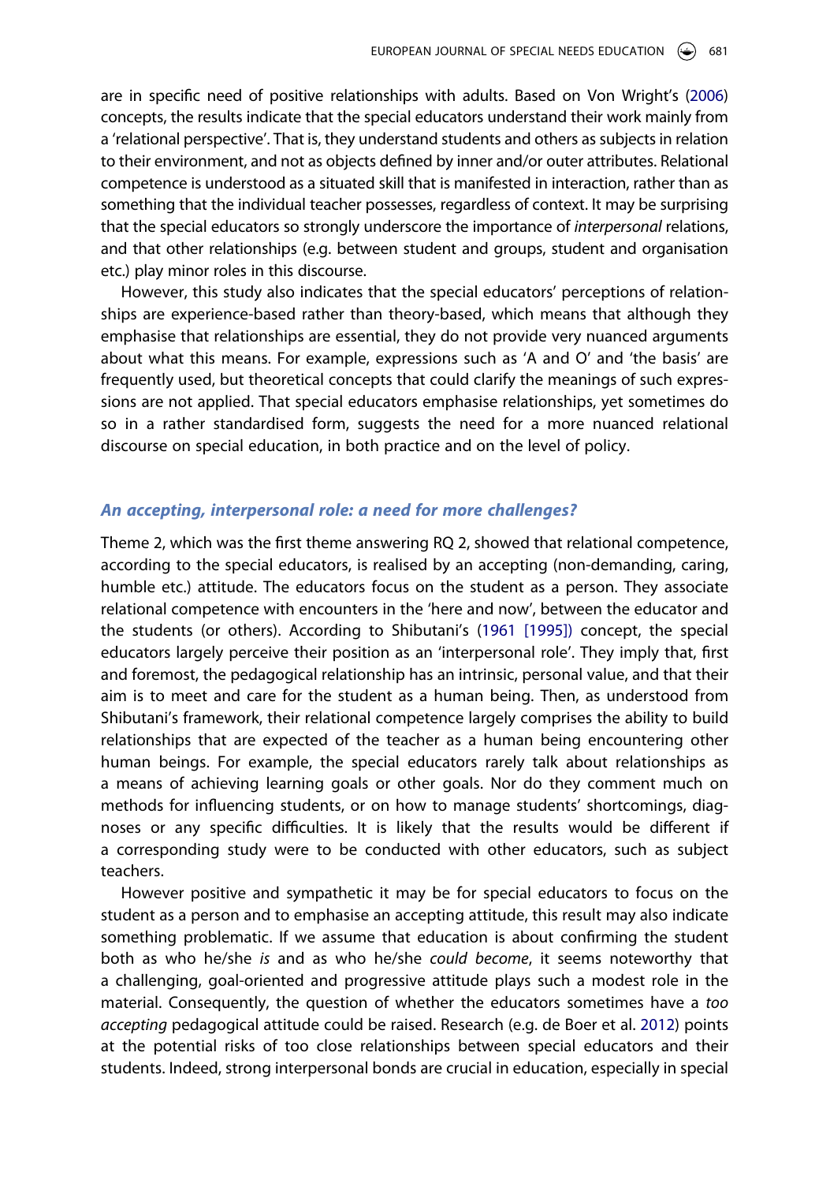are in specific need of positive relationships with adults. Based on Von Wright's (2006) concepts, the results indicate that the special educators understand their work mainly from a 'relational perspective'. That is, they understand students and others as subjects in relation to their environment, and not as objects defined by inner and/or outer attributes. Relational competence is understood as a situated skill that is manifested in interaction, rather than as something that the individual teacher possesses, regardless of context. It may be surprising that the special educators so strongly underscore the importance of *interpersonal* relations, and that other relationships (e.g. between student and groups, student and organisation etc.) play minor roles in this discourse.

However, this study also indicates that the special educators' perceptions of relationships are experience-based rather than theory-based, which means that although they emphasise that relationships are essential, they do not provide very nuanced arguments about what this means. For example, expressions such as 'A and O' and 'the basis' are frequently used, but theoretical concepts that could clarify the meanings of such expressions are not applied. That special educators emphasise relationships, yet sometimes do so in a rather standardised form, suggests the need for a more nuanced relational discourse on special education, in both practice and on the level of policy.

### *An accepting, interpersonal role: a need for more challenges?*

Theme 2, which was the first theme answering RQ 2, showed that relational competence, according to the special educators, is realised by an accepting (non-demanding, caring, humble etc.) attitude. The educators focus on the student as a person. They associate relational competence with encounters in the 'here and now', between the educator and the students (or others). According to Shibutani's (1961 [1995]) concept, the special educators largely perceive their position as an 'interpersonal role'. They imply that, first and foremost, the pedagogical relationship has an intrinsic, personal value, and that their aim is to meet and care for the student as a human being. Then, as understood from Shibutani's framework, their relational competence largely comprises the ability to build relationships that are expected of the teacher as a human being encountering other human beings. For example, the special educators rarely talk about relationships as a means of achieving learning goals or other goals. Nor do they comment much on methods for influencing students, or on how to manage students' shortcomings, diagnoses or any specific difficulties. It is likely that the results would be different if a corresponding study were to be conducted with other educators, such as subject teachers.

However positive and sympathetic it may be for special educators to focus on the student as a person and to emphasise an accepting attitude, this result may also indicate something problematic. If we assume that education is about confirming the student both as who he/she *is* and as who he/she *could become*, it seems noteworthy that a challenging, goal-oriented and progressive attitude plays such a modest role in the material. Consequently, the question of whether the educators sometimes have a *too accepting* pedagogical attitude could be raised. Research (e.g. de Boer et al. 2012) points at the potential risks of too close relationships between special educators and their students. Indeed, strong interpersonal bonds are crucial in education, especially in special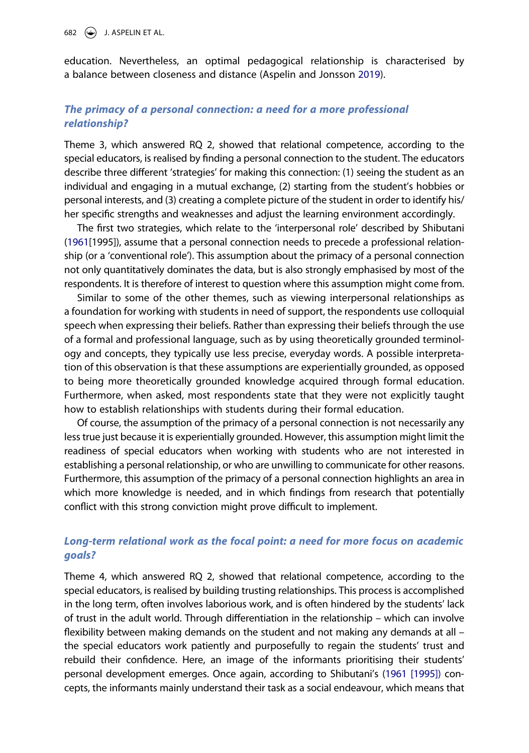education. Nevertheless, an optimal pedagogical relationship is characterised by a balance between closeness and distance (Aspelin and Jonsson 2019).

### *The primacy of a personal connection: a need for a more professional relationship?*

Theme 3, which answered RQ 2, showed that relational competence, according to the special educators, is realised by finding a personal connection to the student. The educators describe three different 'strategies' for making this connection: (1) seeing the student as an individual and engaging in a mutual exchange, (2) starting from the student's hobbies or personal interests, and (3) creating a complete picture of the student in order to identify his/her specific strengths and weaknesses and adjust the learning environment accordingly.

The first two strategies, which relate to the 'interpersonal role' described by Shibutani (1961[1995]), assume that a personal connection needs to precede a professional relationship (or a 'conventional role'). This assumption about the primacy of a personal connection not only quantitatively dominates the data, but is also strongly emphasised by most of the respondents. It is therefore of interest to question where this assumption might come from.

Similar to some of the other themes, such as viewing interpersonal relationships as a foundation for working with students in need of support, the respondents use colloquial speech when expressing their beliefs. Rather than expressing their beliefs through the use of a formal and professional language, such as by using theoretically grounded terminology and concepts, they typically use less precise, everyday words. A possible interpretation of this observation is that these assumptions are experientially grounded, as opposed to being more theoretically grounded knowledge acquired through formal education. Furthermore, when asked, most respondents state that they were not explicitly taught how to establish relationships with students during their formal education.

Of course, the assumption of the primacy of a personal connection is not necessarily any less true just because it is experientially grounded. However, this assumption might limit the readiness of special educators when working with students who are not interested in establishing a personal relationship, or who are unwilling to communicate for other reasons. Furthermore, this assumption of the primacy of a personal connection highlights an area in which more knowledge is needed, and in which findings from research that potentially conflict with this strong conviction might prove difficult to implement.

### *Long-term relational work as the focal point: a need for more focus on academic goals?*

Theme 4, which answered RQ 2, showed that relational competence, according to the special educators, is realised by building trusting relationships. This process is accomplished in the long term, often involves laborious work, and is often hindered by the students' lack of trust in the adult world. Through differentiation in the relationship – which can involve flexibility between making demands on the student and not making any demands at all – the special educators work patiently and purposefully to regain the students' trust and rebuild their confidence. Here, an image of the informants prioritising their students' personal development emerges. Once again, according to Shibutani's (1961 [1995]) concepts, the informants mainly understand their task as a social endeavour, which means that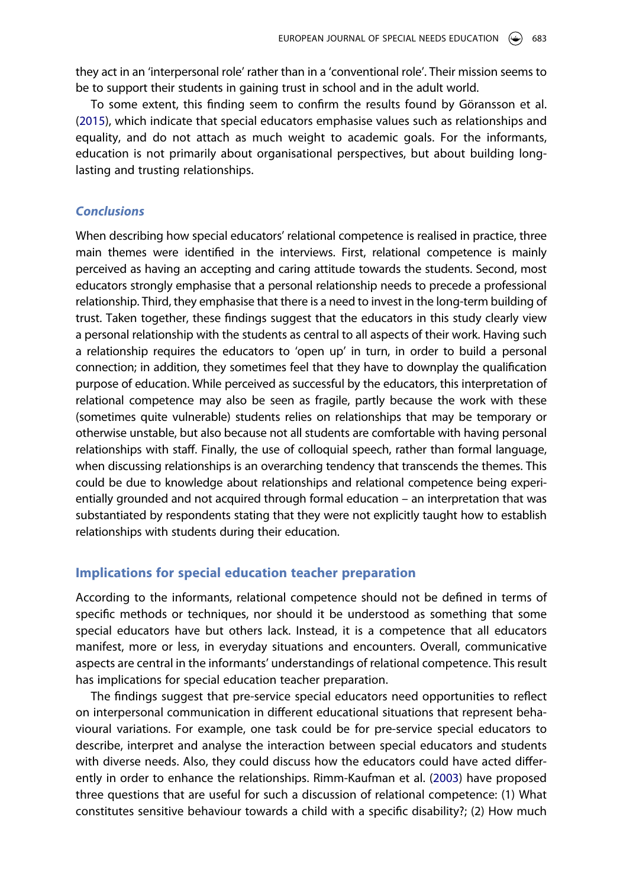they act in an 'interpersonal role' rather than in a 'conventional role'. Their mission seems to be to support their students in gaining trust in school and in the adult world.

To some extent, this finding seem to confirm the results found by Göransson et al. (2015), which indicate that special educators emphasise values such as relationships and equality, and do not attach as much weight to academic goals. For the informants, education is not primarily about organisational perspectives, but about building long-lasting and trusting relationships.

### *Conclusions*

When describing how special educators' relational competence is realised in practice, three main themes were identified in the interviews. First, relational competence is mainly perceived as having an accepting and caring attitude towards the students. Second, most educators strongly emphasise that a personal relationship needs to precede a professional relationship. Third, they emphasise that there is a need to invest in the long-term building of trust. Taken together, these findings suggest that the educators in this study clearly view a personal relationship with the students as central to all aspects of their work. Having such a relationship requires the educators to 'open up' in turn, in order to build a personal connection; in addition, they sometimes feel that they have to downplay the qualification purpose of education. While perceived as successful by the educators, this interpretation of relational competence may also be seen as fragile, partly because the work with these (sometimes quite vulnerable) students relies on relationships that may be temporary or otherwise unstable, but also because not all students are comfortable with having personal relationships with staff. Finally, the use of colloquial speech, rather than formal language, when discussing relationships is an overarching tendency that transcends the themes. This could be due to knowledge about relationships and relational competence being experientially grounded and not acquired through formal education – an interpretation that was substantiated by respondents stating that they were not explicitly taught how to establish relationships with students during their education.

## Implications for special education teacher preparation

According to the informants, relational competence should not be defined in terms of specific methods or techniques, nor should it be understood as something that some special educators have but others lack. Instead, it is a competence that all educators manifest, more or less, in everyday situations and encounters. Overall, communicative aspects are central in the informants' understandings of relational competence. This result has implications for special education teacher preparation.

The findings suggest that pre-service special educators need opportunities to reflect on interpersonal communication in different educational situations that represent behavioural variations. For example, one task could be for pre-service special educators to describe, interpret and analyse the interaction between special educators and students with diverse needs. Also, they could discuss how the educators could have acted differently in order to enhance the relationships. Rimm-Kaufman et al. (2003) have proposed three questions that are useful for such a discussion of relational competence: (1) What constitutes sensitive behaviour towards a child with a specific disability?; (2) How much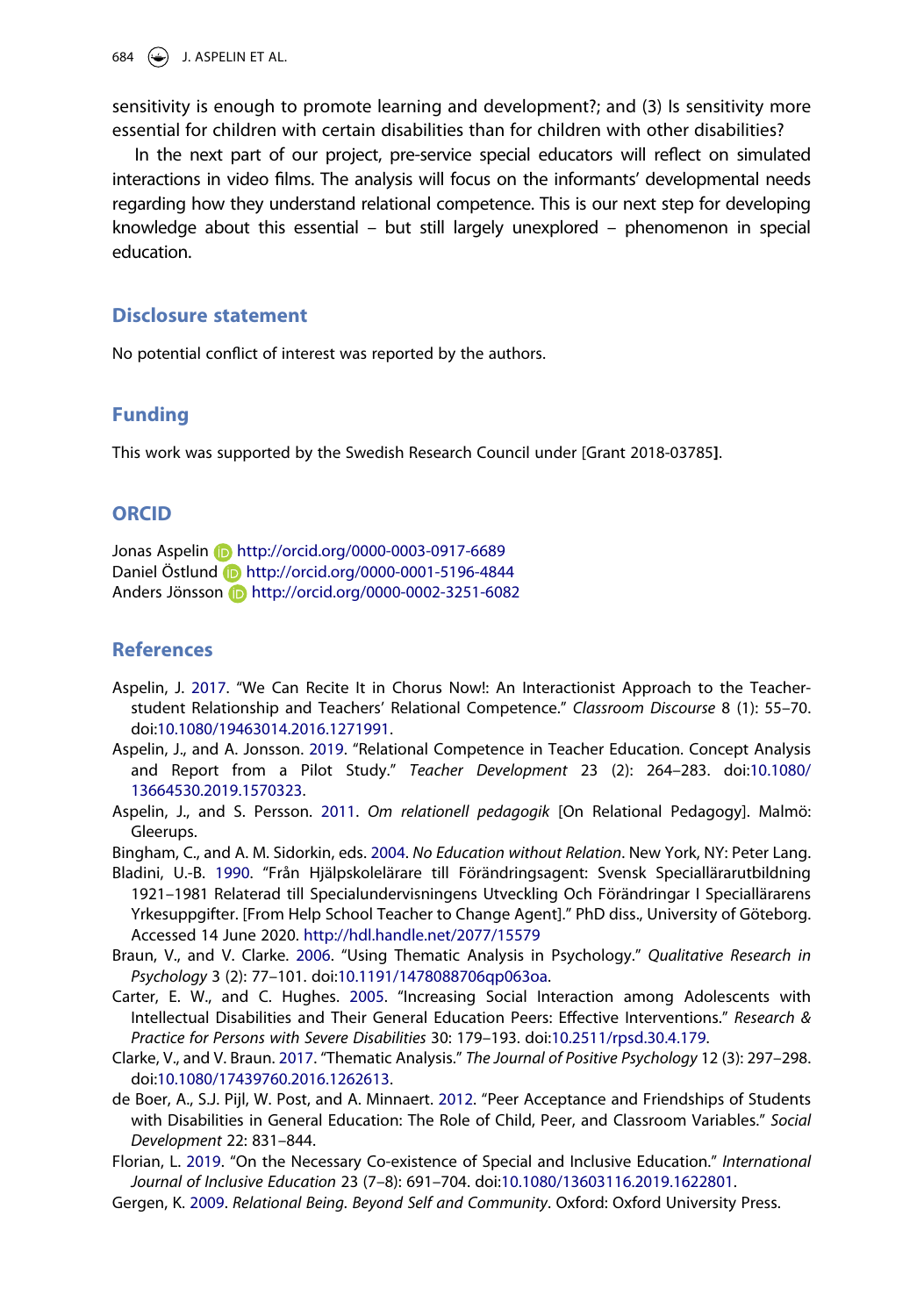sensitivity is enough to promote learning and development?; and (3) Is sensitivity more essential for children with certain disabilities than for children with other disabilities?

In the next part of our project, pre-service special educators will reflect on simulated interactions in video films. The analysis will focus on the informants' developmental needs regarding how they understand relational competence. This is our next step for developing knowledge about this essential – but still largely unexplored – phenomenon in special education.

## Disclosure statement

No potential conflict of interest was reported by the authors.

## Funding

This work was supported by the Swedish Research Council under [Grant 2018-03785**]**.

## ORCID

Jonas Aspelin http://orcid.org/0000-0003-0917-6689
Daniel Östlund http://orcid.org/0000-0001-5196-4844
Anders Jönsson http://orcid.org/0000-0002-3251-6082

## References

Aspelin, J. 2017. "We Can Recite It in Chorus Now!: An Interactionist Approach to the Teacher-student Relationship and Teachers' Relational Competence." *Classroom Discourse* 8 (1): 55–70. doi:10.1080/19463014.2016.1271991.

Aspelin, J., and A. Jonsson. 2019. "Relational Competence in Teacher Education. Concept Analysis and Report from a Pilot Study." *Teacher Development* 23 (2): 264–283. doi:10.1080/13664530.2019.1570323.

Aspelin, J., and S. Persson. 2011. *Om relationell pedagogik* [On Relational Pedagogy]. Malmö: Gleerups.

Bingham, C., and A. M. Sidorkin, eds. 2004. *No Education without Relation*. New York, NY: Peter Lang.

Bladini, U.-B. 1990. "Från Hjälpskolelärare till Förändringsagent: Svensk Speciallärarutbildning 1921–1981 Relaterad till Specialundervisningens Utveckling Och Förändringar I Speciallärarens Yrkesuppgifter. [From Help School Teacher to Change Agent]." PhD diss., University of Göteborg. Accessed 14 June 2020. http://hdl.handle.net/2077/15579

Braun, V., and V. Clarke. 2006. "Using Thematic Analysis in Psychology." *Qualitative Research in Psychology* 3 (2): 77–101. doi:10.1191/1478088706qp063oa.

Carter, E. W., and C. Hughes. 2005. "Increasing Social Interaction among Adolescents with Intellectual Disabilities and Their General Education Peers: Effective Interventions." *Research & Practice for Persons with Severe Disabilities* 30: 179–193. doi:10.2511/rpsd.30.4.179.

Clarke, V., and V. Braun. 2017. "Thematic Analysis." *The Journal of Positive Psychology* 12 (3): 297–298. doi:10.1080/17439760.2016.1262613.

de Boer, A., S.J. Pijl, W. Post, and A. Minnaert. 2012. "Peer Acceptance and Friendships of Students with Disabilities in General Education: The Role of Child, Peer, and Classroom Variables." *Social Development* 22: 831–844.

Florian, L. 2019. "On the Necessary Co-existence of Special and Inclusive Education." *International Journal of Inclusive Education* 23 (7–8): 691–704. doi:10.1080/13603116.2019.1622801.

Gergen, K. 2009. *Relational Being. Beyond Self and Community*. Oxford: Oxford University Press.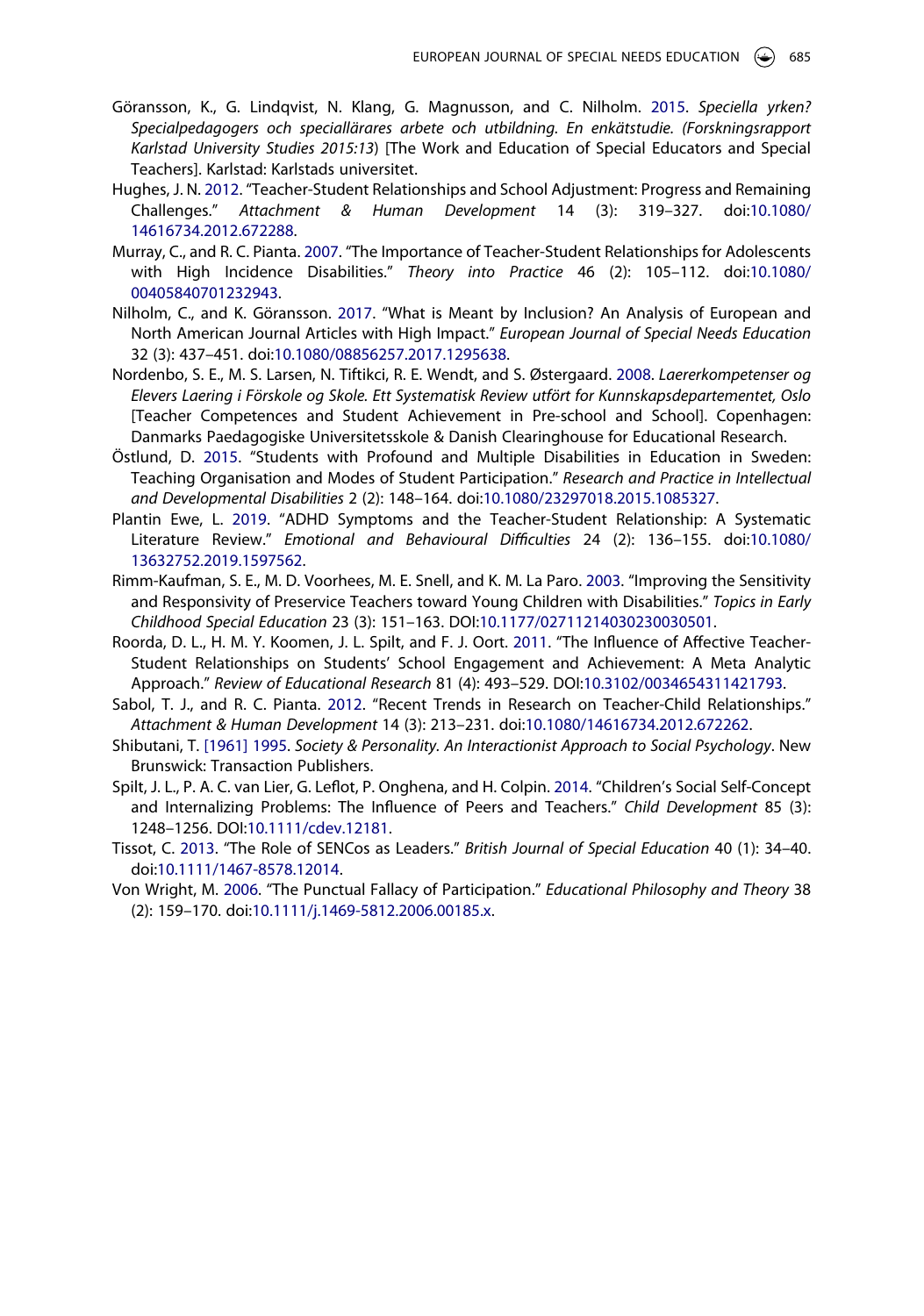Göransson, K., G. Lindqvist, N. Klang, G. Magnusson, and C. Nilholm. 2015. *Speciella yrken? Specialpedagogers och speciallärares arbete och utbildning. En enkätstudie. (Forskningsrapport Karlstad University Studies 2015:13*) [The Work and Education of Special Educators and Special Teachers]. Karlstad: Karlstads universitet.

Hughes, J. N. 2012. "Teacher-Student Relationships and School Adjustment: Progress and Remaining Challenges." *Attachment & Human Development* 14 (3): 319–327. doi:10.1080/14616734.2012.672288.

Murray, C., and R. C. Pianta. 2007. "The Importance of Teacher-Student Relationships for Adolescents with High Incidence Disabilities." *Theory into Practice* 46 (2): 105–112. doi:10.1080/00405840701232943.

Nilholm, C., and K. Göransson. 2017. "What is Meant by Inclusion? An Analysis of European and North American Journal Articles with High Impact." *European Journal of Special Needs Education* 32 (3): 437–451. doi:10.1080/08856257.2017.1295638.

Nordenbo, S. E., M. S. Larsen, N. Tiftikci, R. E. Wendt, and S. Østergaard. 2008. *Laererkompetenser og Elevers Laering i Förskole og Skole. Ett Systematisk Review utfört for Kunnskapsdepartementet, Oslo* [Teacher Competences and Student Achievement in Pre-school and School]. Copenhagen: Danmarks Paedagogiske Universitetsskole & Danish Clearinghouse for Educational Research.

Östlund, D. 2015. "Students with Profound and Multiple Disabilities in Education in Sweden: Teaching Organisation and Modes of Student Participation." *Research and Practice in Intellectual and Developmental Disabilities* 2 (2): 148–164. doi:10.1080/23297018.2015.1085327.

Plantin Ewe, L. 2019. "ADHD Symptoms and the Teacher-Student Relationship: A Systematic Literature Review." *Emotional and Behavioural Difficulties* 24 (2): 136–155. doi:10.1080/13632752.2019.1597562.

Rimm-Kaufman, S. E., M. D. Voorhees, M. E. Snell, and K. M. La Paro. 2003. "Improving the Sensitivity and Responsivity of Preservice Teachers toward Young Children with Disabilities." *Topics in Early Childhood Special Education* 23 (3): 151–163. DOI:10.1177/02711214030230030501.

Roorda, D. L., H. M. Y. Koomen, J. L. Spilt, and F. J. Oort. 2011. "The Influence of Affective Teacher-Student Relationships on Students' School Engagement and Achievement: A Meta Analytic Approach." *Review of Educational Research* 81 (4): 493–529. DOI:10.3102/0034654311421793.

Sabol, T. J., and R. C. Pianta. 2012. "Recent Trends in Research on Teacher-Child Relationships." *Attachment & Human Development* 14 (3): 213–231. doi:10.1080/14616734.2012.672262.

Shibutani, T. [1961] 1995. *Society & Personality. An Interactionist Approach to Social Psychology*. New Brunswick: Transaction Publishers.

Spilt, J. L., P. A. C. van Lier, G. Leflot, P. Onghena, and H. Colpin. 2014. "Children's Social Self-Concept and Internalizing Problems: The Influence of Peers and Teachers." *Child Development* 85 (3): 1248–1256. DOI:10.1111/cdev.12181.

Tissot, C. 2013. "The Role of SENCos as Leaders." *British Journal of Special Education* 40 (1): 34–40. doi:10.1111/1467-8578.12014.

Von Wright, M. 2006. "The Punctual Fallacy of Participation." *Educational Philosophy and Theory* 38 (2): 159–170. doi:10.1111/j.1469-5812.2006.00185.x.